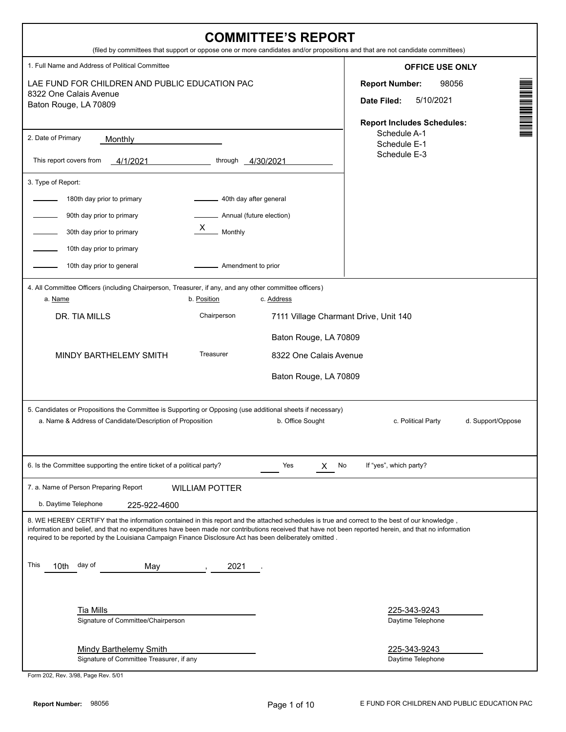# COMMITTEE'S REPORT

(filed by committees that support or oppose one or more candidates and/or propositions and that are not candidate committees)

**1. Full Name and Address of Political Committee**

LAE FUND FOR CHILDREN AND PUBLIC EDUCATION PAC
8322 One Calais Avenue
Baton Rouge, LA 70809

**OFFICE USE ONLY**

**Report Number:** 98056

**Date Filed:** 5/10/2021

**Report Includes Schedules:**
- Schedule A-1
- Schedule E-1
- Schedule E-3

**2. Date of Primary:** Monthly

This report covers from 4/1/2021 through 4/30/2021

**3. Type of Report:**

| | | | |
|---|---|---|---|
| ____ | 180th day prior to primary | ____ | 40th day after general |
| ____ | 90th day prior to primary | ____ | Annual (future election) |
| ____ | 30th day prior to primary | X | Monthly |
| ____ | 10th day prior to primary | | |
| ____ | 10th day prior to general | ____ | Amendment to prior |

**4. All Committee Officers (including Chairperson, Treasurer, if any, and any other committee officers)**

| a. Name | b. Position | c. Address |
|---|---|---|
| DR. TIA MILLS | Chairperson | 7111 Village Charmant Drive, Unit 140<br>Baton Rouge, LA 70809 |
| MINDY BARTHELEMY SMITH | Treasurer | 8322 One Calais Avenue<br>Baton Rouge, LA 70809 |

**5. Candidates or Propositions the Committee is Supporting or Opposing (use additional sheets if necessary)**

| a. Name & Address of Candidate/Description of Proposition | b. Office Sought | c. Political Party | d. Support/Oppose |
|---|---|---|---|
| | | | |

**6. Is the Committee supporting the entire ticket of a political party?** ____ Yes X No If "yes", which party?

**7. a. Name of Person Preparing Report:** WILLIAM POTTER

b. Daytime Telephone: 225-922-4600

**8.** WE HEREBY CERTIFY that the information contained in this report and the attached schedules is true and correct to the best of our knowledge, information and belief, and that no expenditures have been made nor contributions received that have not been reported herein, and that no information required to be reported by the Louisiana Campaign Finance Disclosure Act has been deliberately omitted.

This 10th day of May, 2021.

Tia Mills
Signature of Committee/Chairperson

225-343-9243
Daytime Telephone

Mindy Barthelemy Smith
Signature of Committee Treasurer, if any

225-343-9243
Daytime Telephone

Form 202, Rev. 3/98, Page Rev. 5/01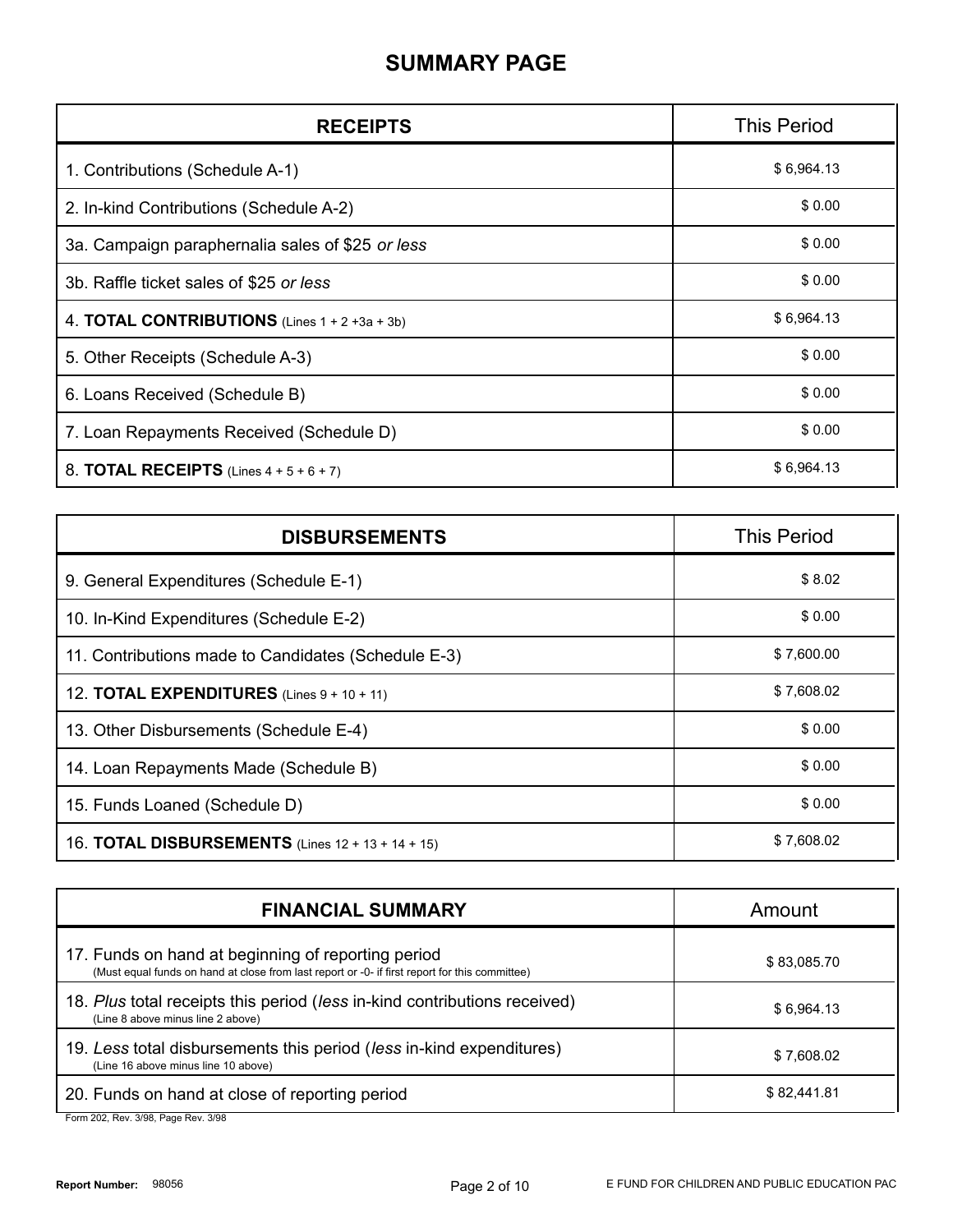# SUMMARY PAGE

| RECEIPTS | This Period |
|---|---|
| 1. Contributions (Schedule A-1) | $ 6,964.13 |
| 2. In-kind Contributions (Schedule A-2) | $ 0.00 |
| 3a. Campaign paraphernalia sales of $25 *or less* | $ 0.00 |
| 3b. Raffle ticket sales of $25 *or less* | $ 0.00 |
| 4. **TOTAL CONTRIBUTIONS** (Lines 1 + 2 +3a + 3b) | $ 6,964.13 |
| 5. Other Receipts (Schedule A-3) | $ 0.00 |
| 6. Loans Received (Schedule B) | $ 0.00 |
| 7. Loan Repayments Received (Schedule D) | $ 0.00 |
| 8. **TOTAL RECEIPTS** (Lines 4 + 5 + 6 + 7) | $ 6,964.13 |

| DISBURSEMENTS | This Period |
|---|---|
| 9. General Expenditures (Schedule E-1) | $ 8.02 |
| 10. In-Kind Expenditures (Schedule E-2) | $ 0.00 |
| 11. Contributions made to Candidates (Schedule E-3) | $ 7,600.00 |
| 12. **TOTAL EXPENDITURES** (Lines 9 + 10 + 11) | $ 7,608.02 |
| 13. Other Disbursements (Schedule E-4) | $ 0.00 |
| 14. Loan Repayments Made (Schedule B) | $ 0.00 |
| 15. Funds Loaned (Schedule D) | $ 0.00 |
| 16. **TOTAL DISBURSEMENTS** (Lines 12 + 13 + 14 + 15) | $ 7,608.02 |

| FINANCIAL SUMMARY | Amount |
|---|---|
| 17. Funds on hand at beginning of reporting period (Must equal funds on hand at close from last report or -0- if first report for this committee) | $ 83,085.70 |
| 18. *Plus* total receipts this period (*less* in-kind contributions received) (Line 8 above minus line 2 above) | $ 6,964.13 |
| 19. *Less* total disbursements this period (*less* in-kind expenditures) (Line 16 above minus line 10 above) | $ 7,608.02 |
| 20. Funds on hand at close of reporting period | $ 82,441.81 |

Form 202, Rev. 3/98, Page Rev. 3/98

**Report Number:** 98056

E FUND FOR CHILDREN AND PUBLIC EDUCATION PAC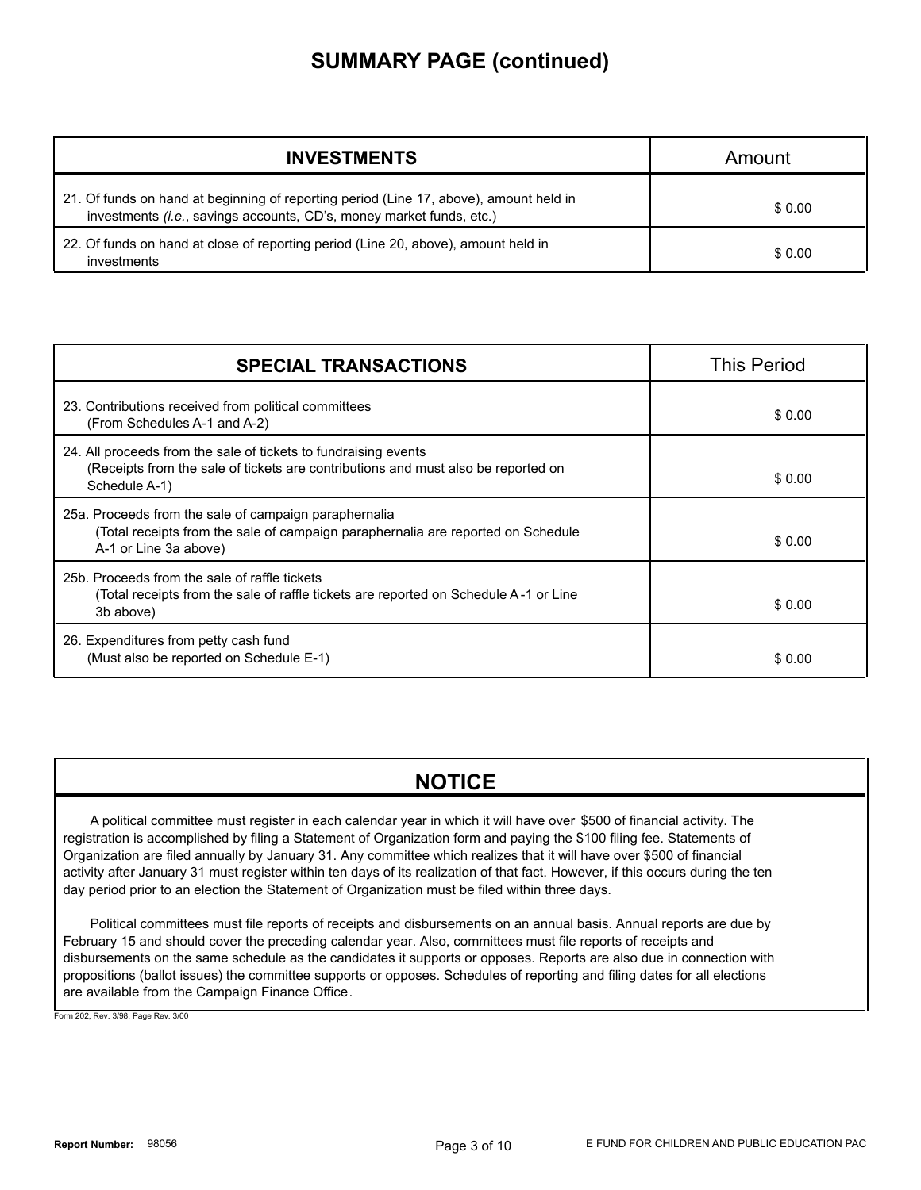## SUMMARY PAGE (continued)

| INVESTMENTS | Amount |
|---|---|
| 21. Of funds on hand at beginning of reporting period (Line 17, above), amount held in investments (*i.e.*, savings accounts, CD's, money market funds, etc.) | $ 0.00 |
| 22. Of funds on hand at close of reporting period (Line 20, above), amount held in investments | $ 0.00 |

| SPECIAL TRANSACTIONS | This Period |
|---|---|
| 23. Contributions received from political committees (From Schedules A-1 and A-2) | $ 0.00 |
| 24. All proceeds from the sale of tickets to fundraising events (Receipts from the sale of tickets are contributions and must also be reported on Schedule A-1) | $ 0.00 |
| 25a. Proceeds from the sale of campaign paraphernalia (Total receipts from the sale of campaign paraphernalia are reported on Schedule A-1 or Line 3a above) | $ 0.00 |
| 25b. Proceeds from the sale of raffle tickets (Total receipts from the sale of raffle tickets are reported on Schedule A-1 or Line 3b above) | $ 0.00 |
| 26. Expenditures from petty cash fund (Must also be reported on Schedule E-1) | $ 0.00 |

## NOTICE

A political committee must register in each calendar year in which it will have over $500 of financial activity. The registration is accomplished by filing a Statement of Organization form and paying the $100 filing fee. Statements of Organization are filed annually by January 31. Any committee which realizes that it will have over $500 of financial activity after January 31 must register within ten days of its realization of that fact. However, if this occurs during the ten day period prior to an election the Statement of Organization must be filed within three days.

Political committees must file reports of receipts and disbursements on an annual basis. Annual reports are due by February 15 and should cover the preceding calendar year. Also, committees must file reports of receipts and disbursements on the same schedule as the candidates it supports or opposes. Reports are also due in connection with propositions (ballot issues) the committee supports or opposes. Schedules of reporting and filing dates for all elections are available from the Campaign Finance Office.

Form 202, Rev. 3/98, Page Rev. 3/00

**Report Number:** 98056

E FUND FOR CHILDREN AND PUBLIC EDUCATION PAC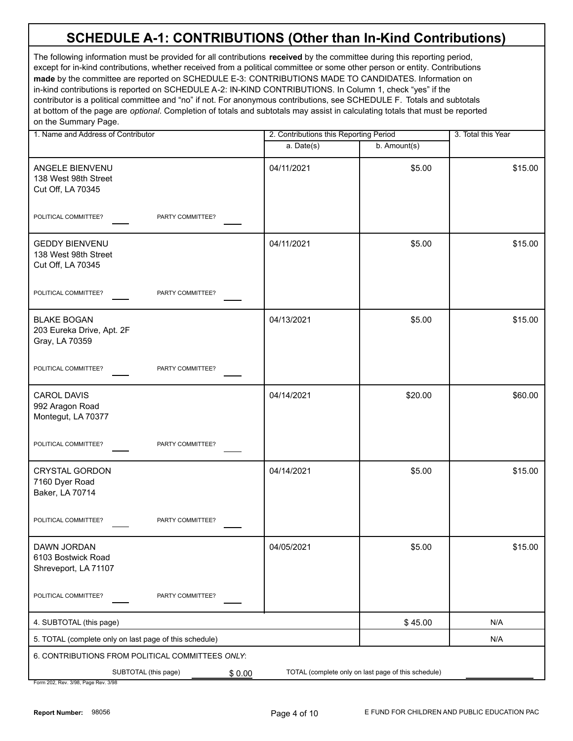# SCHEDULE A-1: CONTRIBUTIONS (Other than In-Kind Contributions)

The following information must be provided for all contributions **received** by the committee during this reporting period, except for in-kind contributions, whether received from a political committee or some other person or entity. Contributions **made** by the committee are reported on SCHEDULE E-3: CONTRIBUTIONS MADE TO CANDIDATES. Information on in-kind contributions is reported on SCHEDULE A-2: IN-KIND CONTRIBUTIONS. In Column 1, check "yes" if the contributor is a political committee and "no" if not. For anonymous contributions, see SCHEDULE F. Totals and subtotals at bottom of the page are *optional*. Completion of totals and subtotals may assist in calculating totals that must be reported on the Summary Page.

| 1. Name and Address of Contributor | 2. Contributions this Reporting Period | | 3. Total this Year |
|---|---|---|---|
| | a. Date(s) | b. Amount(s) | |
| ANGELE BIENVENU<br>138 West 98th Street<br>Cut Off, LA 70345<br>POLITICAL COMMITTEE? ____ PARTY COMMITTEE? ____ | 04/11/2021 | $5.00 | $15.00 |
| GEDDY BIENVENU<br>138 West 98th Street<br>Cut Off, LA 70345<br>POLITICAL COMMITTEE? ____ PARTY COMMITTEE? ____ | 04/11/2021 | $5.00 | $15.00 |
| BLAKE BOGAN<br>203 Eureka Drive, Apt. 2F<br>Gray, LA 70359<br>POLITICAL COMMITTEE? ____ PARTY COMMITTEE? ____ | 04/13/2021 | $5.00 | $15.00 |
| CAROL DAVIS<br>992 Aragon Road<br>Montegut, LA 70377<br>POLITICAL COMMITTEE? ____ PARTY COMMITTEE? ____ | 04/14/2021 | $20.00 | $60.00 |
| CRYSTAL GORDON<br>7160 Dyer Road<br>Baker, LA 70714<br>POLITICAL COMMITTEE? ____ PARTY COMMITTEE? ____ | 04/14/2021 | $5.00 | $15.00 |
| DAWN JORDAN<br>6103 Bostwick Road<br>Shreveport, LA 71107<br>POLITICAL COMMITTEE? ____ PARTY COMMITTEE? ____ | 04/05/2021 | $5.00 | $15.00 |
| 4. SUBTOTAL (this page) | | $ 45.00 | N/A |
| 5. TOTAL (complete only on last page of this schedule) | | | N/A |

6. CONTRIBUTIONS FROM POLITICAL COMMITTEES *ONLY*:

SUBTOTAL (this page) $ 0.00 TOTAL (complete only on last page of this schedule) ________

Form 202, Rev. 3/98, Page Rev. 3/98

Report Number: 98056

E FUND FOR CHILDREN AND PUBLIC EDUCATION PAC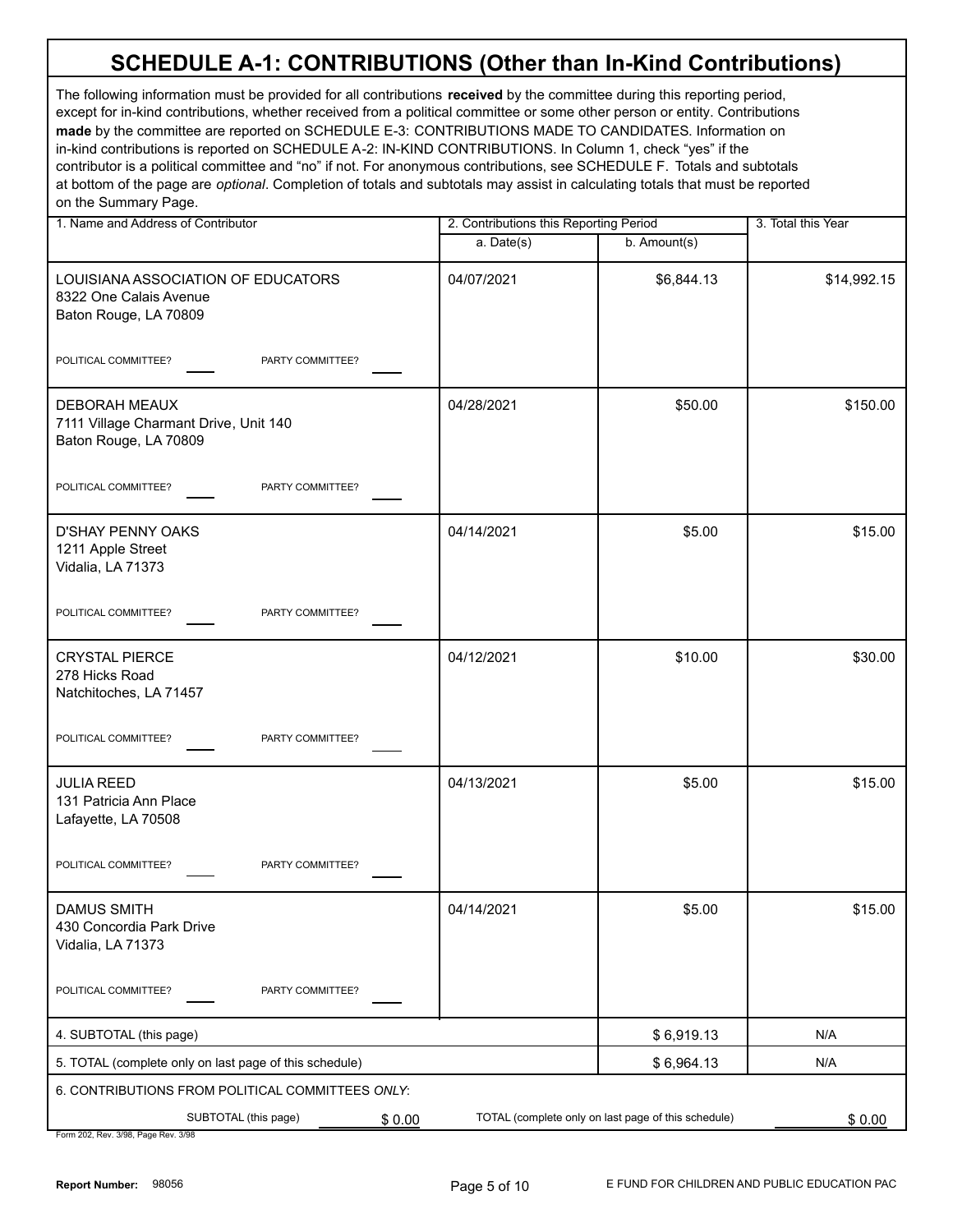# SCHEDULE A-1: CONTRIBUTIONS (Other than In-Kind Contributions)

The following information must be provided for all contributions **received** by the committee during this reporting period, except for in-kind contributions, whether received from a political committee or some other person or entity. Contributions **made** by the committee are reported on SCHEDULE E-3: CONTRIBUTIONS MADE TO CANDIDATES. Information on in-kind contributions is reported on SCHEDULE A-2: IN-KIND CONTRIBUTIONS. In Column 1, check "yes" if the contributor is a political committee and "no" if not. For anonymous contributions, see SCHEDULE F. Totals and subtotals at bottom of the page are *optional*. Completion of totals and subtotals may assist in calculating totals that must be reported on the Summary Page.

| 1. Name and Address of Contributor | 2. Contributions this Reporting Period a. Date(s) | b. Amount(s) | 3. Total this Year |
|---|---|---|---|
| LOUISIANA ASSOCIATION OF EDUCATORS<br>8322 One Calais Avenue<br>Baton Rouge, LA 70809<br>POLITICAL COMMITTEE? ____ PARTY COMMITTEE? ____ | 04/07/2021 | $6,844.13 | $14,992.15 |
| DEBORAH MEAUX<br>7111 Village Charmant Drive, Unit 140<br>Baton Rouge, LA 70809<br>POLITICAL COMMITTEE? ____ PARTY COMMITTEE? ____ | 04/28/2021 | $50.00 | $150.00 |
| D'SHAY PENNY OAKS<br>1211 Apple Street<br>Vidalia, LA 71373<br>POLITICAL COMMITTEE? ____ PARTY COMMITTEE? ____ | 04/14/2021 | $5.00 | $15.00 |
| CRYSTAL PIERCE<br>278 Hicks Road<br>Natchitoches, LA 71457<br>POLITICAL COMMITTEE? ____ PARTY COMMITTEE? ____ | 04/12/2021 | $10.00 | $30.00 |
| JULIA REED<br>131 Patricia Ann Place<br>Lafayette, LA 70508<br>POLITICAL COMMITTEE? ____ PARTY COMMITTEE? ____ | 04/13/2021 | $5.00 | $15.00 |
| DAMUS SMITH<br>430 Concordia Park Drive<br>Vidalia, LA 71373<br>POLITICAL COMMITTEE? ____ PARTY COMMITTEE? ____ | 04/14/2021 | $5.00 | $15.00 |
| 4. SUBTOTAL (this page) | | $ 6,919.13 | N/A |
| 5. TOTAL (complete only on last page of this schedule) | | $ 6,964.13 | N/A |

6. CONTRIBUTIONS FROM POLITICAL COMMITTEES *ONLY*:

SUBTOTAL (this page) $ 0.00 TOTAL (complete only on last page of this schedule) $ 0.00

Form 202, Rev. 3/98, Page Rev. 3/98

**Report Number:** 98056

E FUND FOR CHILDREN AND PUBLIC EDUCATION PAC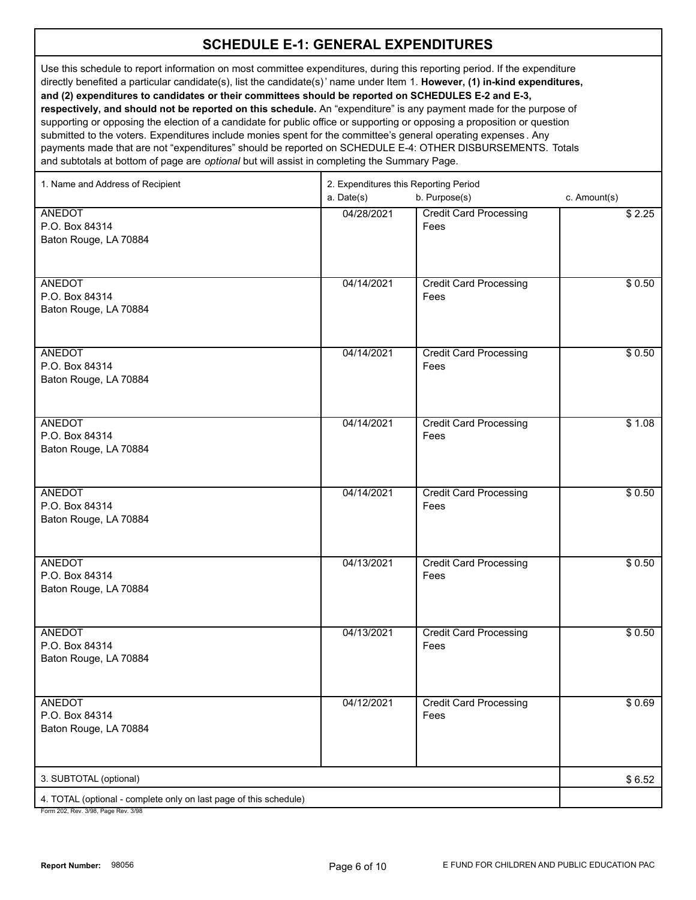# SCHEDULE E-1: GENERAL EXPENDITURES

Use this schedule to report information on most committee expenditures, during this reporting period. If the expenditure directly benefited a particular candidate(s), list the candidate(s)' name under Item 1. **However, (1) in-kind expenditures, and (2) expenditures to candidates or their committees should be reported on SCHEDULES E-2 and E-3, respectively, and should not be reported on this schedule.** An "expenditure" is any payment made for the purpose of supporting or opposing the election of a candidate for public office or supporting or opposing a proposition or question submitted to the voters. Expenditures include monies spent for the committee's general operating expenses. Any payments made that are not "expenditures" should be reported on SCHEDULE E-4: OTHER DISBURSEMENTS. Totals and subtotals at bottom of page are *optional* but will assist in completing the Summary Page.

| 1. Name and Address of Recipient | 2. Expenditures this Reporting Period a. Date(s) | b. Purpose(s) | c. Amount(s) |
|---|---|---|---|
| ANEDOT<br>P.O. Box 84314<br>Baton Rouge, LA 70884 | 04/28/2021 | Credit Card Processing Fees | $ 2.25 |
| ANEDOT<br>P.O. Box 84314<br>Baton Rouge, LA 70884 | 04/14/2021 | Credit Card Processing Fees | $ 0.50 |
| ANEDOT<br>P.O. Box 84314<br>Baton Rouge, LA 70884 | 04/14/2021 | Credit Card Processing Fees | $ 0.50 |
| ANEDOT<br>P.O. Box 84314<br>Baton Rouge, LA 70884 | 04/14/2021 | Credit Card Processing Fees | $ 1.08 |
| ANEDOT<br>P.O. Box 84314<br>Baton Rouge, LA 70884 | 04/14/2021 | Credit Card Processing Fees | $ 0.50 |
| ANEDOT<br>P.O. Box 84314<br>Baton Rouge, LA 70884 | 04/13/2021 | Credit Card Processing Fees | $ 0.50 |
| ANEDOT<br>P.O. Box 84314<br>Baton Rouge, LA 70884 | 04/13/2021 | Credit Card Processing Fees | $ 0.50 |
| ANEDOT<br>P.O. Box 84314<br>Baton Rouge, LA 70884 | 04/12/2021 | Credit Card Processing Fees | $ 0.69 |
| 3. SUBTOTAL (optional) | | | $ 6.52 |
| 4. TOTAL (optional - complete only on last page of this schedule) | | | |

Form 202, Rev. 3/98, Page Rev. 3/98

**Report Number:** 98056

E FUND FOR CHILDREN AND PUBLIC EDUCATION PAC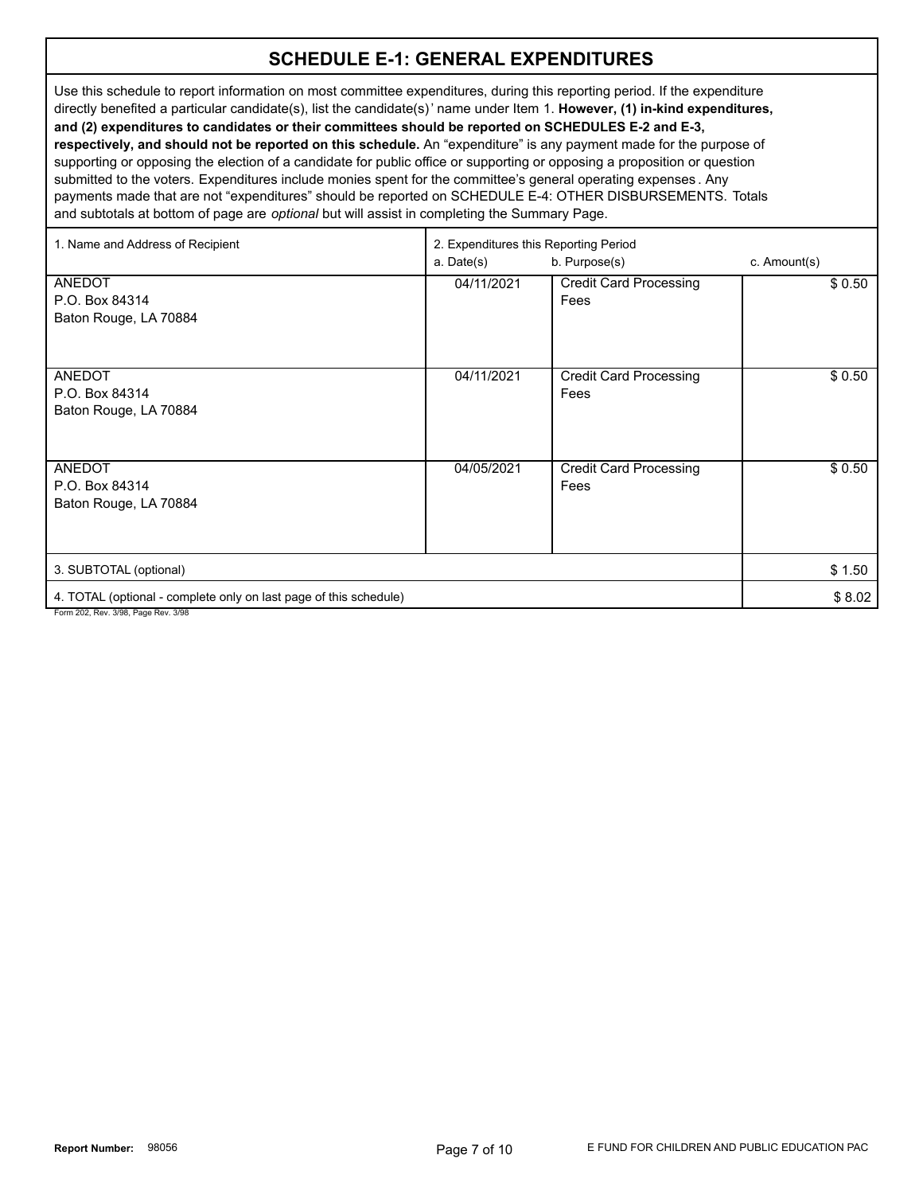# SCHEDULE E-1: GENERAL EXPENDITURES

Use this schedule to report information on most committee expenditures, during this reporting period. If the expenditure directly benefited a particular candidate(s), list the candidate(s)' name under Item 1. **However, (1) in-kind expenditures, and (2) expenditures to candidates or their committees should be reported on SCHEDULES E-2 and E-3, respectively, and should not be reported on this schedule.** An "expenditure" is any payment made for the purpose of supporting or opposing the election of a candidate for public office or supporting or opposing a proposition or question submitted to the voters. Expenditures include monies spent for the committee's general operating expenses. Any payments made that are not "expenditures" should be reported on SCHEDULE E-4: OTHER DISBURSEMENTS. Totals and subtotals at bottom of page are *optional* but will assist in completing the Summary Page.

| 1. Name and Address of Recipient | 2. Expenditures this Reporting Period a. Date(s) | b. Purpose(s) | c. Amount(s) |
|---|---|---|---|
| ANEDOT<br>P.O. Box 84314<br>Baton Rouge, LA 70884 | 04/11/2021 | Credit Card Processing Fees | $ 0.50 |
| ANEDOT<br>P.O. Box 84314<br>Baton Rouge, LA 70884 | 04/11/2021 | Credit Card Processing Fees | $ 0.50 |
| ANEDOT<br>P.O. Box 84314<br>Baton Rouge, LA 70884 | 04/05/2021 | Credit Card Processing Fees | $ 0.50 |
| 3. SUBTOTAL (optional) | | | $ 1.50 |
| 4. TOTAL (optional - complete only on last page of this schedule) | | | $ 8.02 |

Form 202, Rev. 3/98, Page Rev. 3/98

**Report Number:** 98056

E FUND FOR CHILDREN AND PUBLIC EDUCATION PAC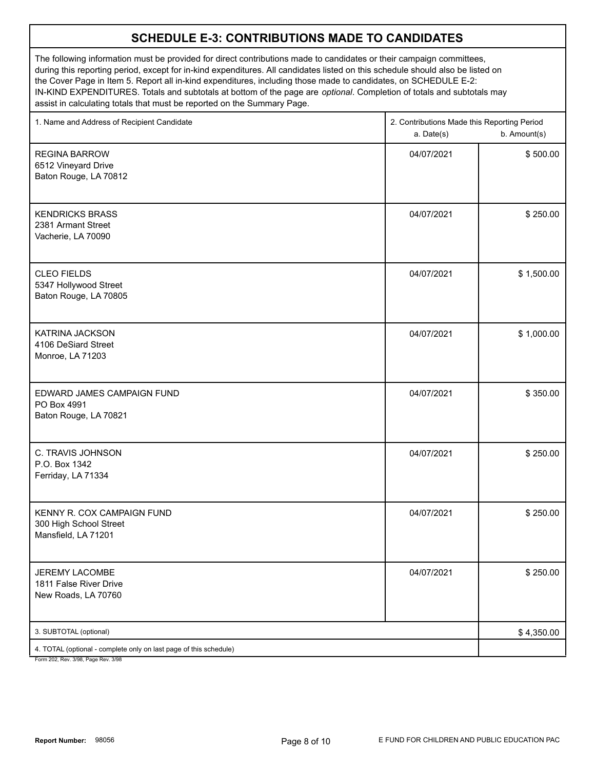## SCHEDULE E-3: CONTRIBUTIONS MADE TO CANDIDATES

The following information must be provided for direct contributions made to candidates or their campaign committees, during this reporting period, except for in-kind expenditures. All candidates listed on this schedule should also be listed on the Cover Page in Item 5. Report all in-kind expenditures, including those made to candidates, on SCHEDULE E-2: IN-KIND EXPENDITURES. Totals and subtotals at bottom of the page are *optional*. Completion of totals and subtotals may assist in calculating totals that must be reported on the Summary Page.

| 1. Name and Address of Recipient Candidate | 2. Contributions Made this Reporting Period a. Date(s) | b. Amount(s) |
|---|---|---|
| REGINA BARROW<br>6512 Vineyard Drive<br>Baton Rouge, LA 70812 | 04/07/2021 | $ 500.00 |
| KENDRICKS BRASS<br>2381 Armant Street<br>Vacherie, LA 70090 | 04/07/2021 | $ 250.00 |
| CLEO FIELDS<br>5347 Hollywood Street<br>Baton Rouge, LA 70805 | 04/07/2021 | $ 1,500.00 |
| KATRINA JACKSON<br>4106 DeSiard Street<br>Monroe, LA 71203 | 04/07/2021 | $ 1,000.00 |
| EDWARD JAMES CAMPAIGN FUND<br>PO Box 4991<br>Baton Rouge, LA 70821 | 04/07/2021 | $ 350.00 |
| C. TRAVIS JOHNSON<br>P.O. Box 1342<br>Ferriday, LA 71334 | 04/07/2021 | $ 250.00 |
| KENNY R. COX CAMPAIGN FUND<br>300 High School Street<br>Mansfield, LA 71201 | 04/07/2021 | $ 250.00 |
| JEREMY LACOMBE<br>1811 False River Drive<br>New Roads, LA 70760 | 04/07/2021 | $ 250.00 |
| 3. SUBTOTAL (optional) | | $ 4,350.00 |
| 4. TOTAL (optional - complete only on last page of this schedule) | | |

Form 202, Rev. 3/98, Page Rev. 3/98

Report Number: 98056

E FUND FOR CHILDREN AND PUBLIC EDUCATION PAC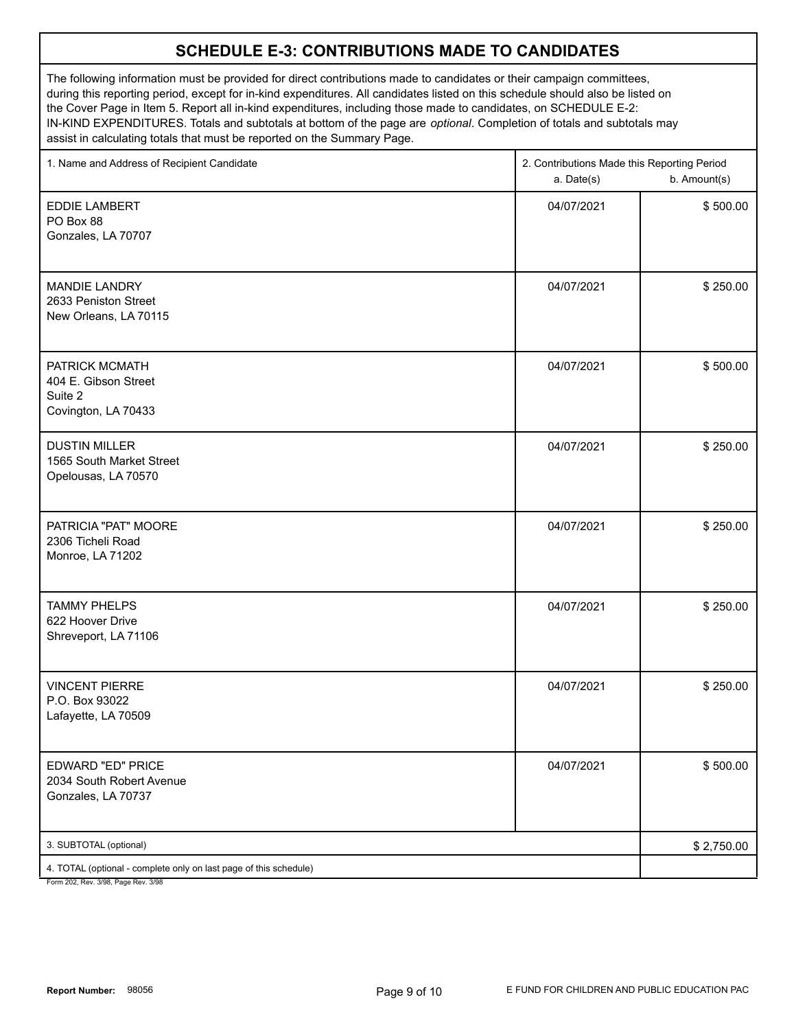# SCHEDULE E-3: CONTRIBUTIONS MADE TO CANDIDATES

The following information must be provided for direct contributions made to candidates or their campaign committees, during this reporting period, except for in-kind expenditures. All candidates listed on this schedule should also be listed on the Cover Page in Item 5. Report all in-kind expenditures, including those made to candidates, on SCHEDULE E-2: IN-KIND EXPENDITURES. Totals and subtotals at bottom of the page are *optional*. Completion of totals and subtotals may assist in calculating totals that must be reported on the Summary Page.

| 1. Name and Address of Recipient Candidate | 2. Contributions Made this Reporting Period a. Date(s) | b. Amount(s) |
|---|---|---|
| EDDIE LAMBERT<br>PO Box 88<br>Gonzales, LA 70707 | 04/07/2021 | $ 500.00 |
| MANDIE LANDRY<br>2633 Peniston Street<br>New Orleans, LA 70115 | 04/07/2021 | $ 250.00 |
| PATRICK MCMATH<br>404 E. Gibson Street<br>Suite 2<br>Covington, LA 70433 | 04/07/2021 | $ 500.00 |
| DUSTIN MILLER<br>1565 South Market Street<br>Opelousas, LA 70570 | 04/07/2021 | $ 250.00 |
| PATRICIA "PAT" MOORE<br>2306 Ticheli Road<br>Monroe, LA 71202 | 04/07/2021 | $ 250.00 |
| TAMMY PHELPS<br>622 Hoover Drive<br>Shreveport, LA 71106 | 04/07/2021 | $ 250.00 |
| VINCENT PIERRE<br>P.O. Box 93022<br>Lafayette, LA 70509 | 04/07/2021 | $ 250.00 |
| EDWARD "ED" PRICE<br>2034 South Robert Avenue<br>Gonzales, LA 70737 | 04/07/2021 | $ 500.00 |
| 3. SUBTOTAL (optional) | | $ 2,750.00 |
| 4. TOTAL (optional - complete only on last page of this schedule) | | |

Form 202, Rev. 3/98, Page Rev. 3/98

Report Number: 98056

E FUND FOR CHILDREN AND PUBLIC EDUCATION PAC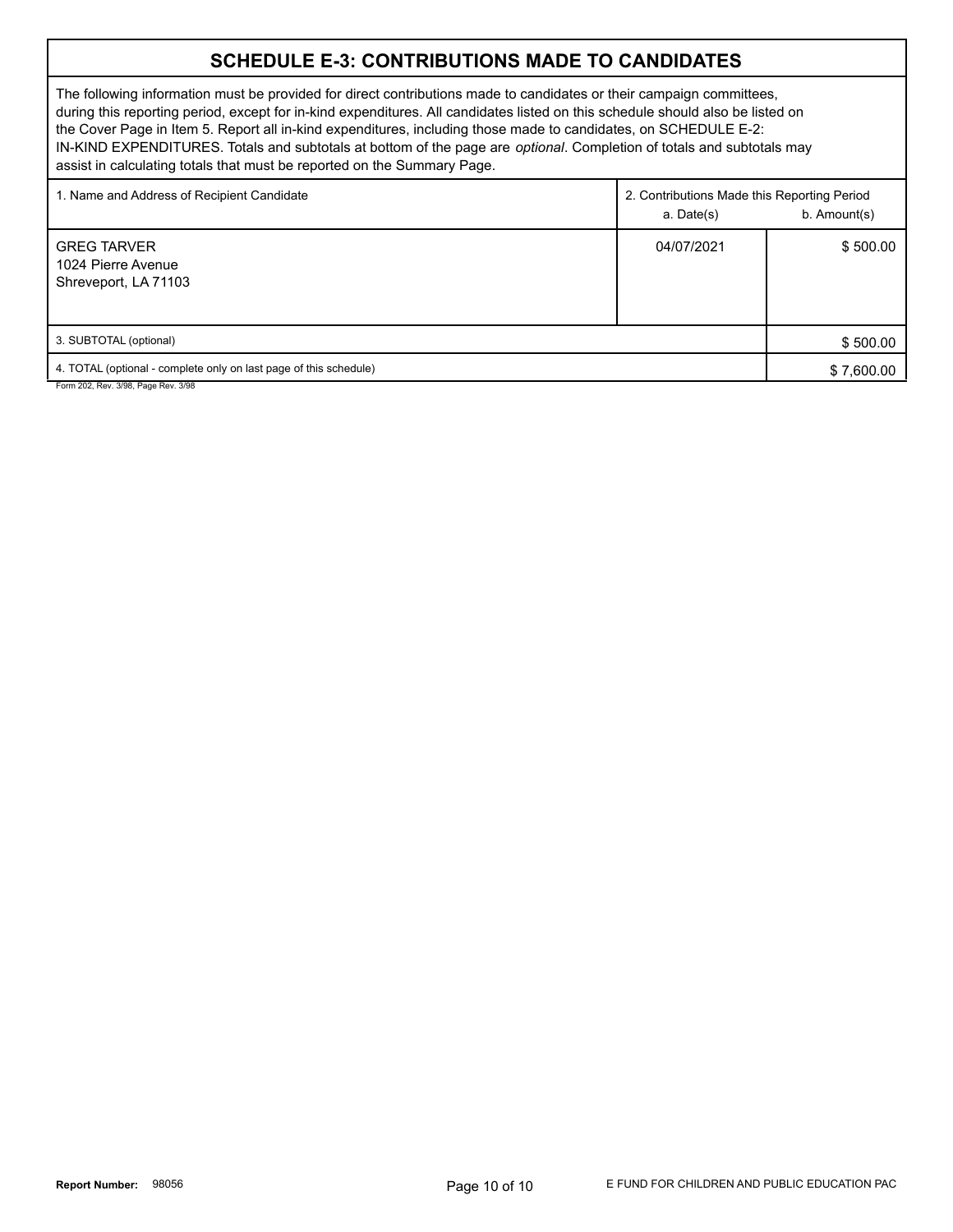## SCHEDULE E-3: CONTRIBUTIONS MADE TO CANDIDATES

The following information must be provided for direct contributions made to candidates or their campaign committees, during this reporting period, except for in-kind expenditures. All candidates listed on this schedule should also be listed on the Cover Page in Item 5. Report all in-kind expenditures, including those made to candidates, on SCHEDULE E-2: IN-KIND EXPENDITURES. Totals and subtotals at bottom of the page are *optional*. Completion of totals and subtotals may assist in calculating totals that must be reported on the Summary Page.

| 1. Name and Address of Recipient Candidate | 2. Contributions Made this Reporting Period a. Date(s) | b. Amount(s) |
|---|---|---|
| GREG TARVER<br>1024 Pierre Avenue<br>Shreveport, LA 71103 | 04/07/2021 | $ 500.00 |
| 3. SUBTOTAL (optional) | | $ 500.00 |
| 4. TOTAL (optional - complete only on last page of this schedule) | | $ 7,600.00 |

Form 202, Rev. 3/98, Page Rev. 3/98

**Report Number:** 98056

E FUND FOR CHILDREN AND PUBLIC EDUCATION PAC